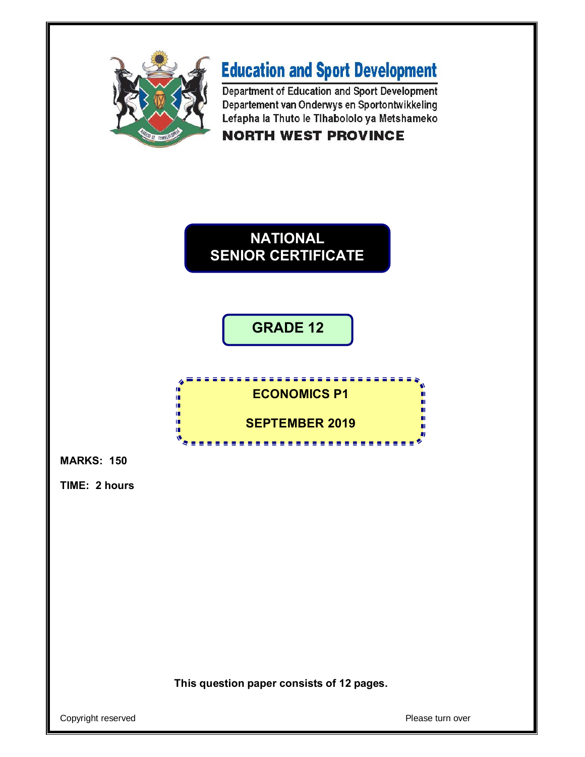# Education and Sport Development

Department of Education and Sport Development
Departement van Onderwys en Sportontwikkeling
Lefapha la Thuto le Tlhabololo ya Metshameko

**NORTH WEST PROVINCE**

# NATIONAL SENIOR CERTIFICATE

## GRADE 12

## ECONOMICS P1

## SEPTEMBER 2019

**MARKS: 150**

**TIME: 2 hours**

**This question paper consists of 12 pages.**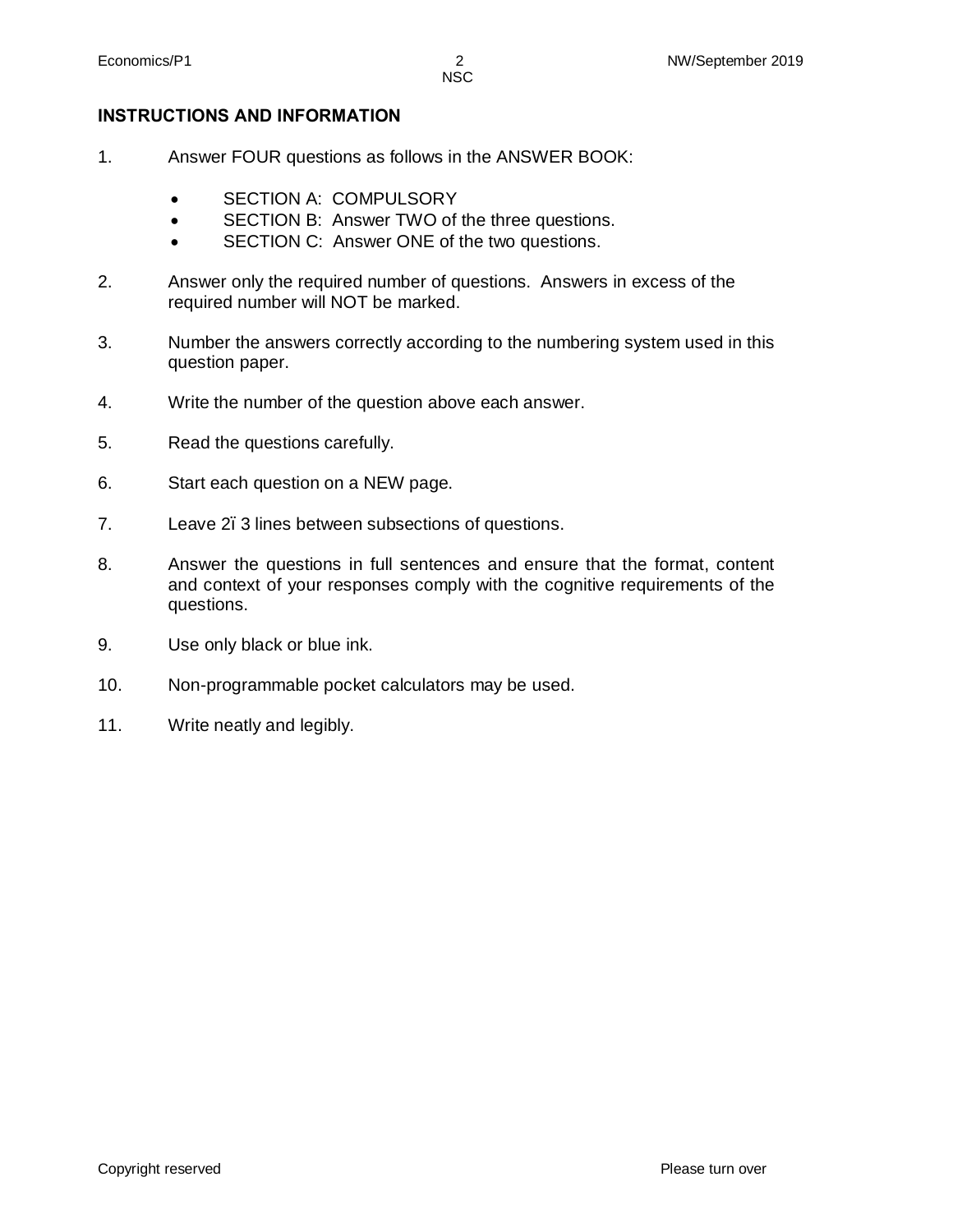**INSTRUCTIONS AND INFORMATION**

1. Answer FOUR questions as follows in the ANSWER BOOK:

   - SECTION A: COMPULSORY
   - SECTION B: Answer TWO of the three questions.
   - SECTION C: Answer ONE of the two questions.

2. Answer only the required number of questions. Answers in excess of the required number will NOT be marked.

3. Number the answers correctly according to the numbering system used in this question paper.

4. Write the number of the question above each answer.

5. Read the questions carefully.

6. Start each question on a NEW page.

7. Leave 2ï 3 lines between subsections of questions.

8. Answer the questions in full sentences and ensure that the format, content and context of your responses comply with the cognitive requirements of the questions.

9. Use only black or blue ink.

10. Non-programmable pocket calculators may be used.

11. Write neatly and legibly.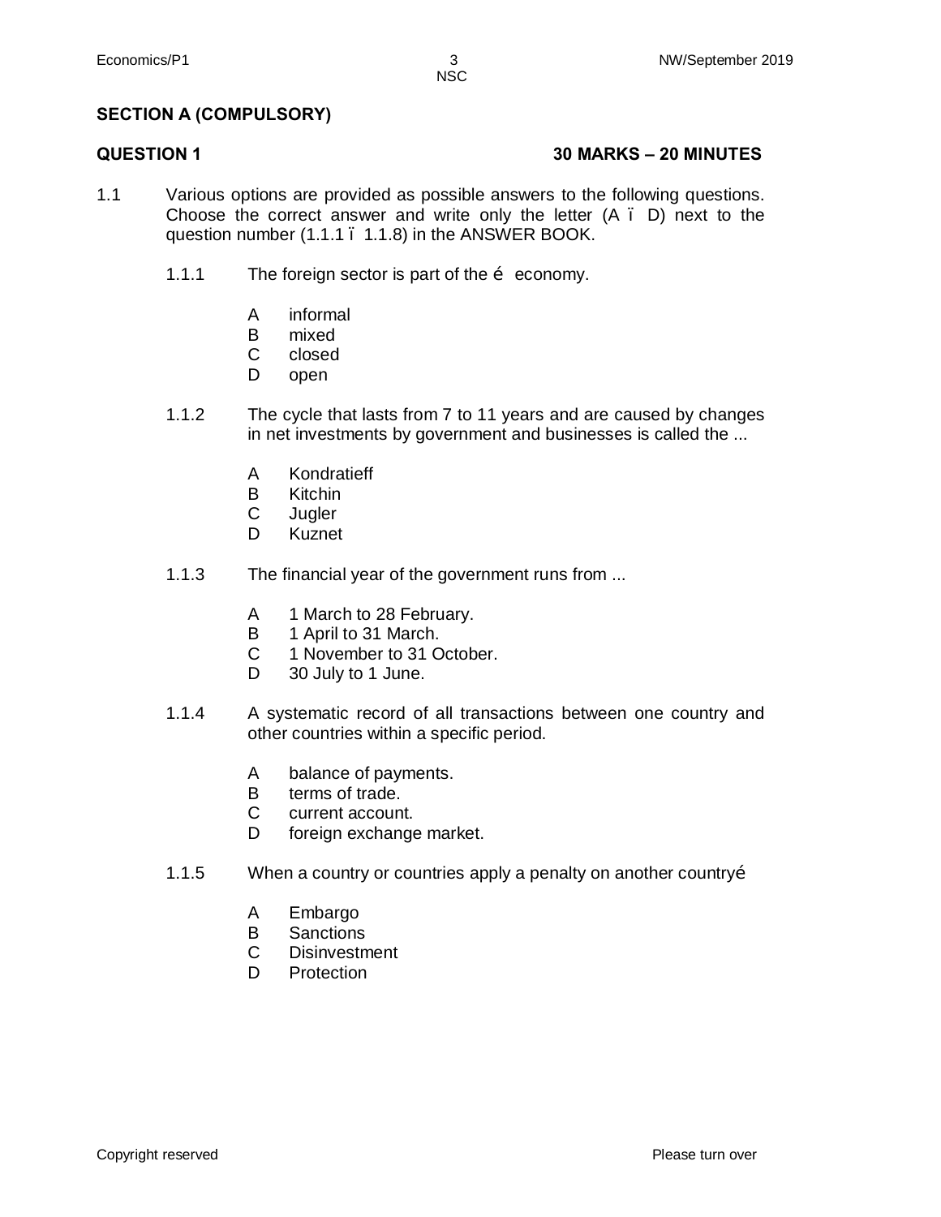## SECTION A (COMPULSORY)

### QUESTION 1 — 30 MARKS – 20 MINUTES

1.1 Various options are provided as possible answers to the following questions. Choose the correct answer and write only the letter (A – D) next to the question number (1.1.1 – 1.1.8) in the ANSWER BOOK.

1.1.1 The foreign sector is part of the … economy.

- A informal
- B mixed
- C closed
- D open

1.1.2 The cycle that lasts from 7 to 11 years and are caused by changes in net investments by government and businesses is called the ...

- A Kondratieff
- B Kitchin
- C Jugler
- D Kuznet

1.1.3 The financial year of the government runs from ...

- A 1 March to 28 February.
- B 1 April to 31 March.
- C 1 November to 31 October.
- D 30 July to 1 June.

1.1.4 A systematic record of all transactions between one country and other countries within a specific period.

- A balance of payments.
- B terms of trade.
- C current account.
- D foreign exchange market.

1.1.5 When a country or countries apply a penalty on another country…

- A Embargo
- B Sanctions
- C Disinvestment
- D Protection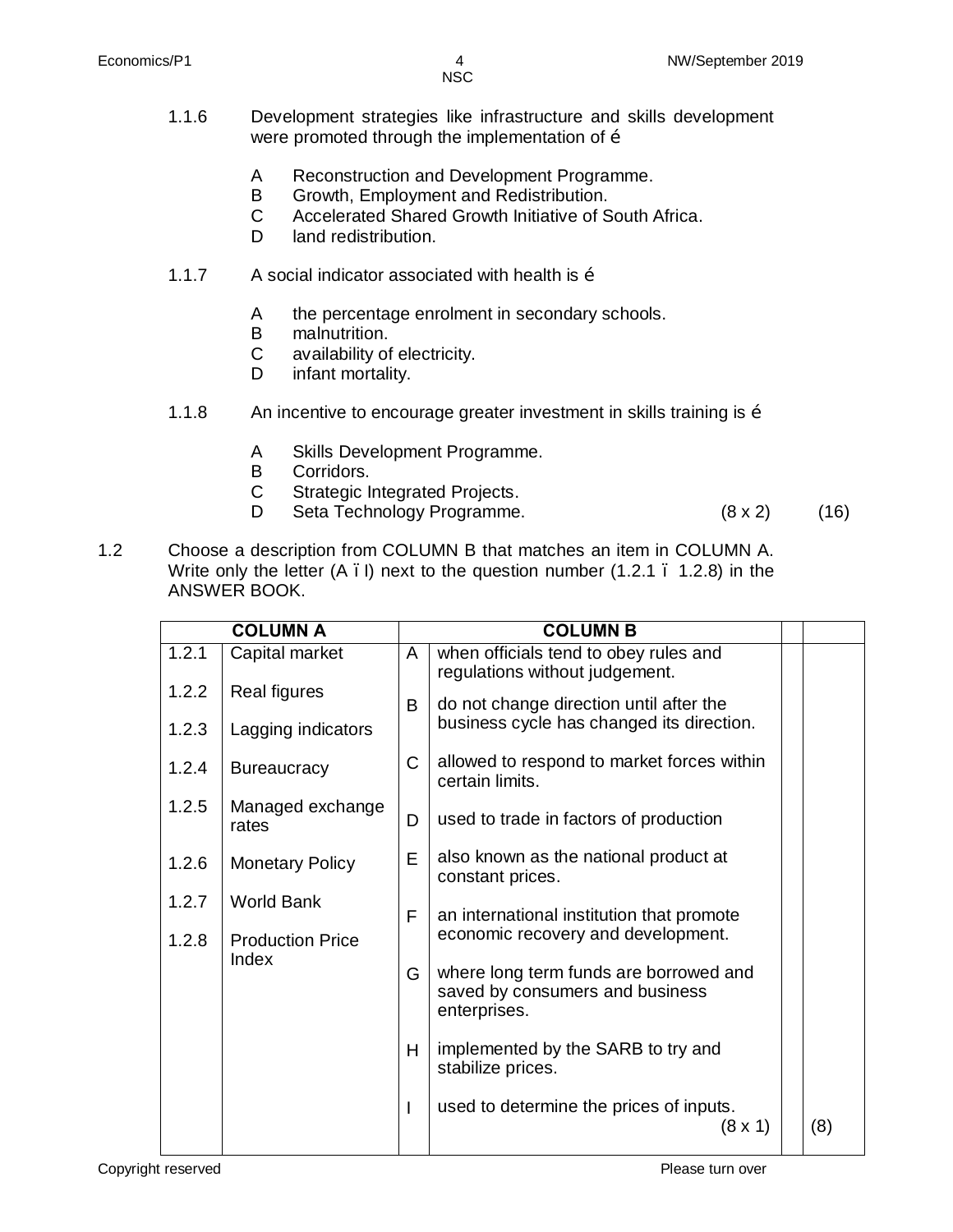1.1.6 Development strategies like infrastructure and skills development were promoted through the implementation of …

- A Reconstruction and Development Programme.
- B Growth, Employment and Redistribution.
- C Accelerated Shared Growth Initiative of South Africa.
- D land redistribution.

1.1.7 A social indicator associated with health is …

- A the percentage enrolment in secondary schools.
- B malnutrition.
- C availability of electricity.
- D infant mortality.

1.1.8 An incentive to encourage greater investment in skills training is …

- A Skills Development Programme.
- B Corridors.
- C Strategic Integrated Projects.
- D Seta Technology Programme.

(8 x 2) (16)

1.2 Choose a description from COLUMN B that matches an item in COLUMN A. Write only the letter (A – I) next to the question number (1.2.1 – 1.2.8) in the ANSWER BOOK.

| | COLUMN A | | COLUMN B |
|---|---|---|---|
| 1.2.1 | Capital market | A | when officials tend to obey rules and regulations without judgement. |
| 1.2.2 | Real figures | B | do not change direction until after the business cycle has changed its direction. |
| 1.2.3 | Lagging indicators | C | allowed to respond to market forces within certain limits. |
| 1.2.4 | Bureaucracy | D | used to trade in factors of production |
| 1.2.5 | Managed exchange rates | E | also known as the national product at constant prices. |
| 1.2.6 | Monetary Policy | F | an international institution that promote economic recovery and development. |
| 1.2.7 | World Bank | G | where long term funds are borrowed and saved by consumers and business enterprises. |
| 1.2.8 | Production Price Index | H | implemented by the SARB to try and stabilize prices. |
| | | I | used to determine the prices of inputs. |

(8 x 1) (8)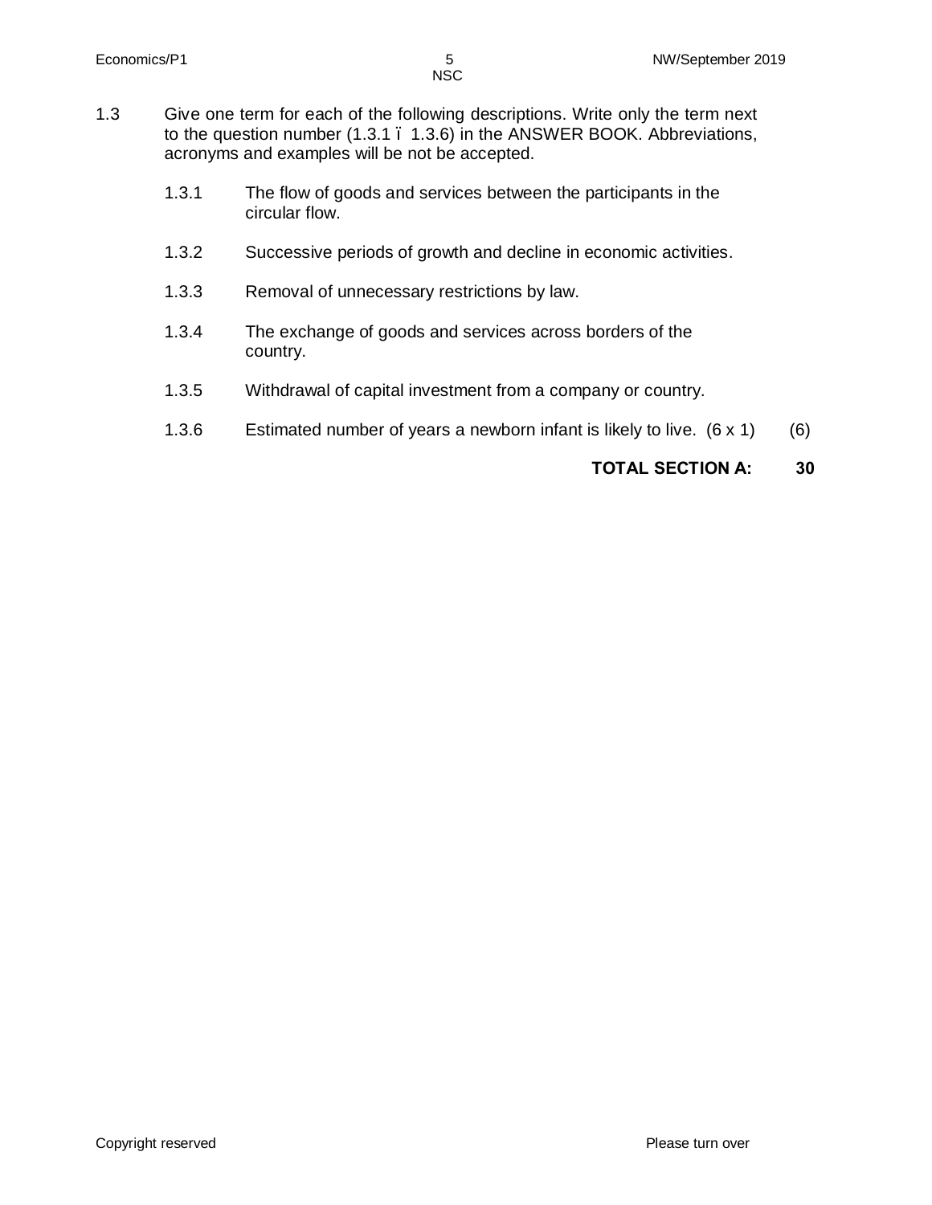1.3 Give one term for each of the following descriptions. Write only the term next to the question number (1.3.1 – 1.3.6) in the ANSWER BOOK. Abbreviations, acronyms and examples will be not be accepted.

1.3.1 The flow of goods and services between the participants in the circular flow.

1.3.2 Successive periods of growth and decline in economic activities.

1.3.3 Removal of unnecessary restrictions by law.

1.3.4 The exchange of goods and services across borders of the country.

1.3.5 Withdrawal of capital investment from a company or country.

1.3.6 Estimated number of years a newborn infant is likely to live. (6 x 1) (6)

**TOTAL SECTION A: 30**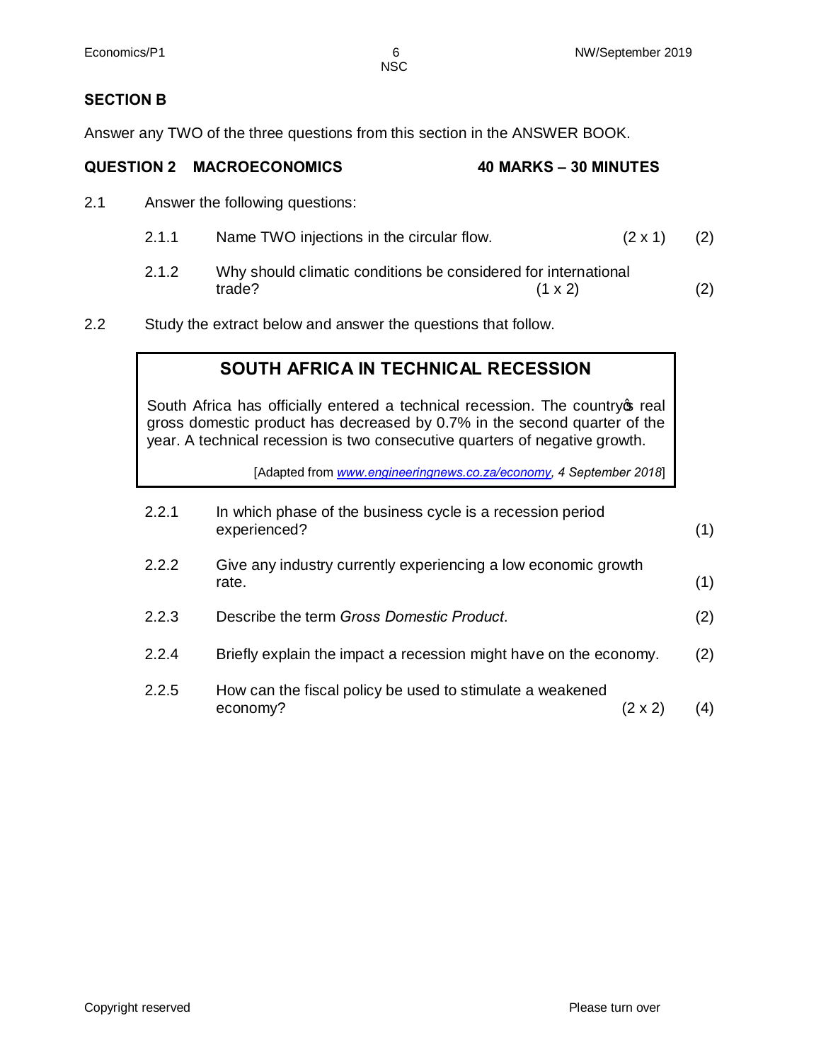## SECTION B

Answer any TWO of the three questions from this section in the ANSWER BOOK.

### QUESTION 2 MACROECONOMICS 40 MARKS – 30 MINUTES

2.1 Answer the following questions:

2.1.1 Name TWO injections in the circular flow. (2 x 1) (2)

2.1.2 Why should climatic conditions be considered for international trade? (1 x 2) (2)

2.2 Study the extract below and answer the questions that follow.

> **SOUTH AFRICA IN TECHNICAL RECESSION**
>
> South Africa has officially entered a technical recession. The country's real gross domestic product has decreased by 0.7% in the second quarter of the year. A technical recession is two consecutive quarters of negative growth.
>
> [Adapted from *www.engineeringnews.co.za/economy, 4 September 2018*]

2.2.1 In which phase of the business cycle is a recession period experienced? (1)

2.2.2 Give any industry currently experiencing a low economic growth rate. (1)

2.2.3 Describe the term *Gross Domestic Product*. (2)

2.2.4 Briefly explain the impact a recession might have on the economy. (2)

2.2.5 How can the fiscal policy be used to stimulate a weakened economy? (2 x 2) (4)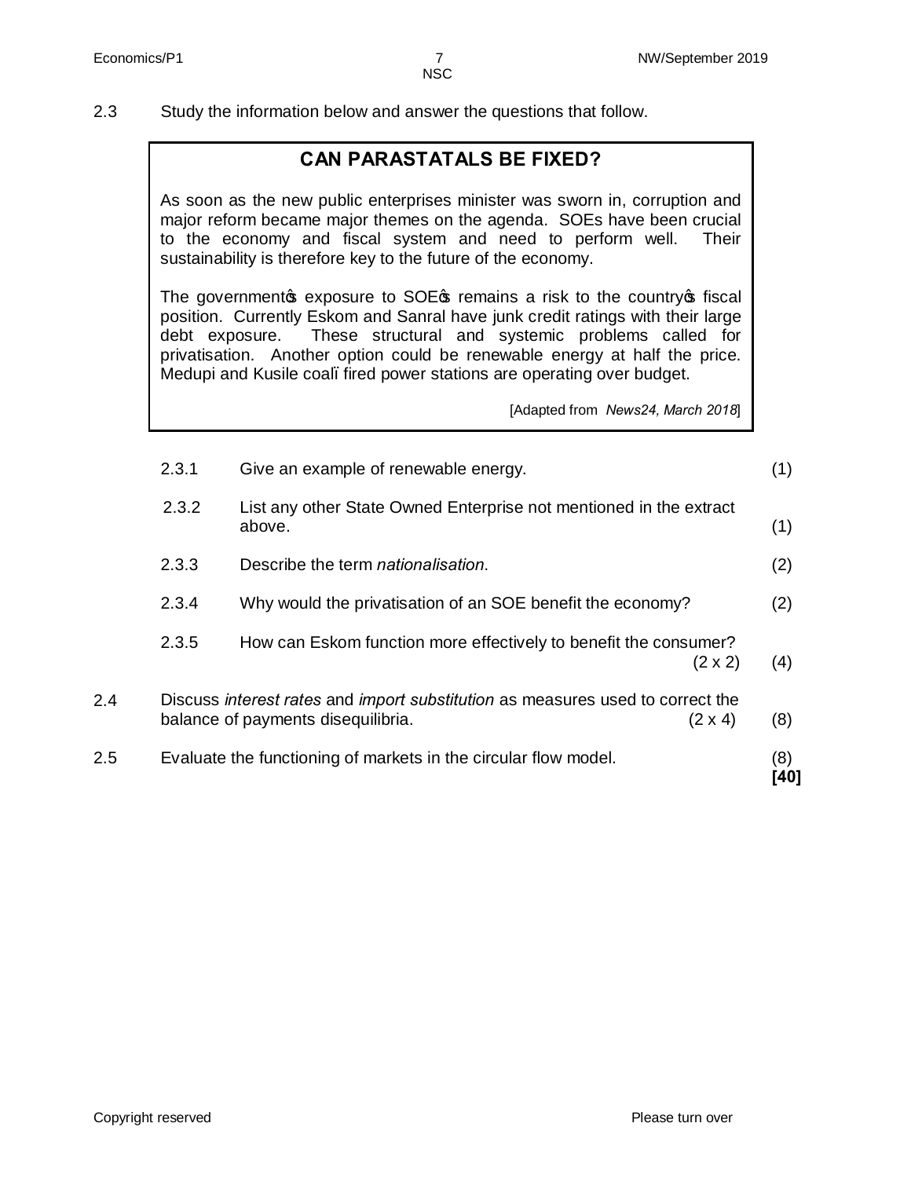2.3 Study the information below and answer the questions that follow.

> **CAN PARASTATALS BE FIXED?**
>
> As soon as the new public enterprises minister was sworn in, corruption and major reform became major themes on the agenda. SOEs have been crucial to the economy and fiscal system and need to perform well. Their sustainability is therefore key to the future of the economy.
>
> The government's exposure to SOE's remains a risk to the country's fiscal position. Currently Eskom and Sanral have junk credit ratings with their large debt exposure. These structural and systemic problems called for privatisation. Another option could be renewable energy at half the price. Medupi and Kusile coal–fired power stations are operating over budget.
>
> [Adapted from *News24, March 2018*]

| | | |
|---|---|---|
| 2.3.1 | Give an example of renewable energy. | (1) |
| 2.3.2 | List any other State Owned Enterprise not mentioned in the extract above. | (1) |
| 2.3.3 | Describe the term *nationalisation*. | (2) |
| 2.3.4 | Why would the privatisation of an SOE benefit the economy? | (2) |
| 2.3.5 | How can Eskom function more effectively to benefit the consumer? (2 x 2) | (4) |

2.4 Discuss *interest rates* and *import substitution* as measures used to correct the balance of payments disequilibria. (2 x 4) (8)

2.5 Evaluate the functioning of markets in the circular flow model. (8)

**[40]**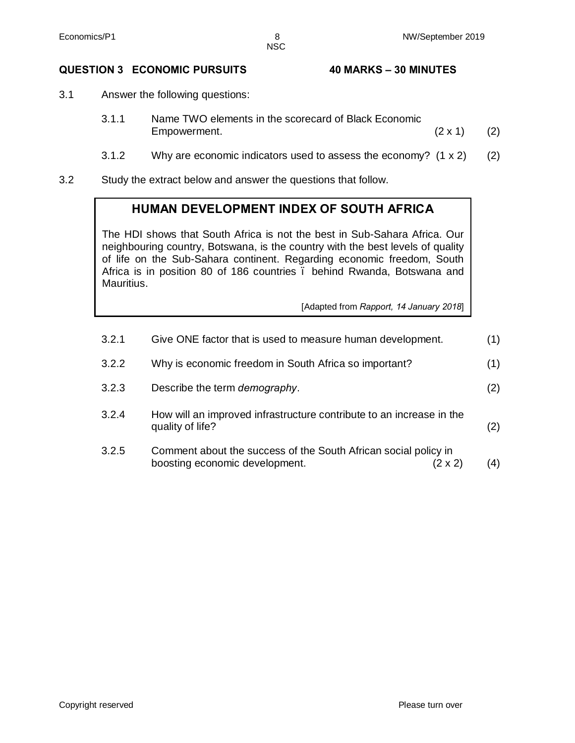## QUESTION 3 ECONOMIC PURSUITS 40 MARKS – 30 MINUTES

3.1 Answer the following questions:

3.1.1 Name TWO elements in the scorecard of Black Economic Empowerment. (2 x 1) (2)

3.1.2 Why are economic indicators used to assess the economy? (1 x 2) (2)

3.2 Study the extract below and answer the questions that follow.

> ### HUMAN DEVELOPMENT INDEX OF SOUTH AFRICA
>
> The HDI shows that South Africa is not the best in Sub-Sahara Africa. Our neighbouring country, Botswana, is the country with the best levels of quality of life on the Sub-Sahara continent. Regarding economic freedom, South Africa is in position 80 of 186 countries ï behind Rwanda, Botswana and Mauritius.
>
> [Adapted from *Rapport, 14 January 2018*]

3.2.1 Give ONE factor that is used to measure human development. (1)

3.2.2 Why is economic freedom in South Africa so important? (1)

3.2.3 Describe the term *demography*. (2)

3.2.4 How will an improved infrastructure contribute to an increase in the quality of life? (2)

3.2.5 Comment about the success of the South African social policy in boosting economic development. (2 x 2) (4)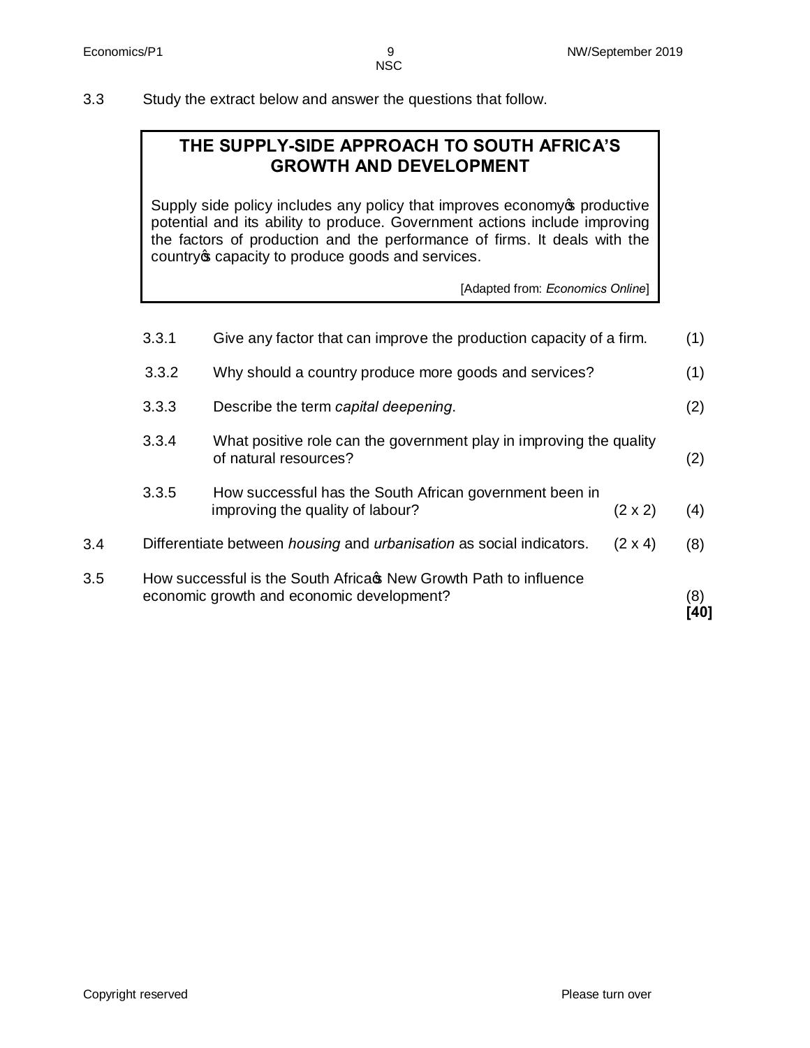3.3 Study the extract below and answer the questions that follow.

> **THE SUPPLY-SIDE APPROACH TO SOUTH AFRICA'S GROWTH AND DEVELOPMENT**
>
> Supply side policy includes any policy that improves economy's productive potential and its ability to produce. Government actions include improving the factors of production and the performance of firms. It deals with the country's capacity to produce goods and services.
>
> [Adapted from: *Economics Online*]

3.3.1 Give any factor that can improve the production capacity of a firm. (1)

3.3.2 Why should a country produce more goods and services? (1)

3.3.3 Describe the term *capital deepening*. (2)

3.3.4 What positive role can the government play in improving the quality of natural resources? (2)

3.3.5 How successful has the South African government been in improving the quality of labour? (2 x 2) (4)

3.4 Differentiate between *housing* and *urbanisation* as social indicators. (2 x 4) (8)

3.5 How successful is the South Africa's New Growth Path to influence economic growth and economic development? (8)

**[40]**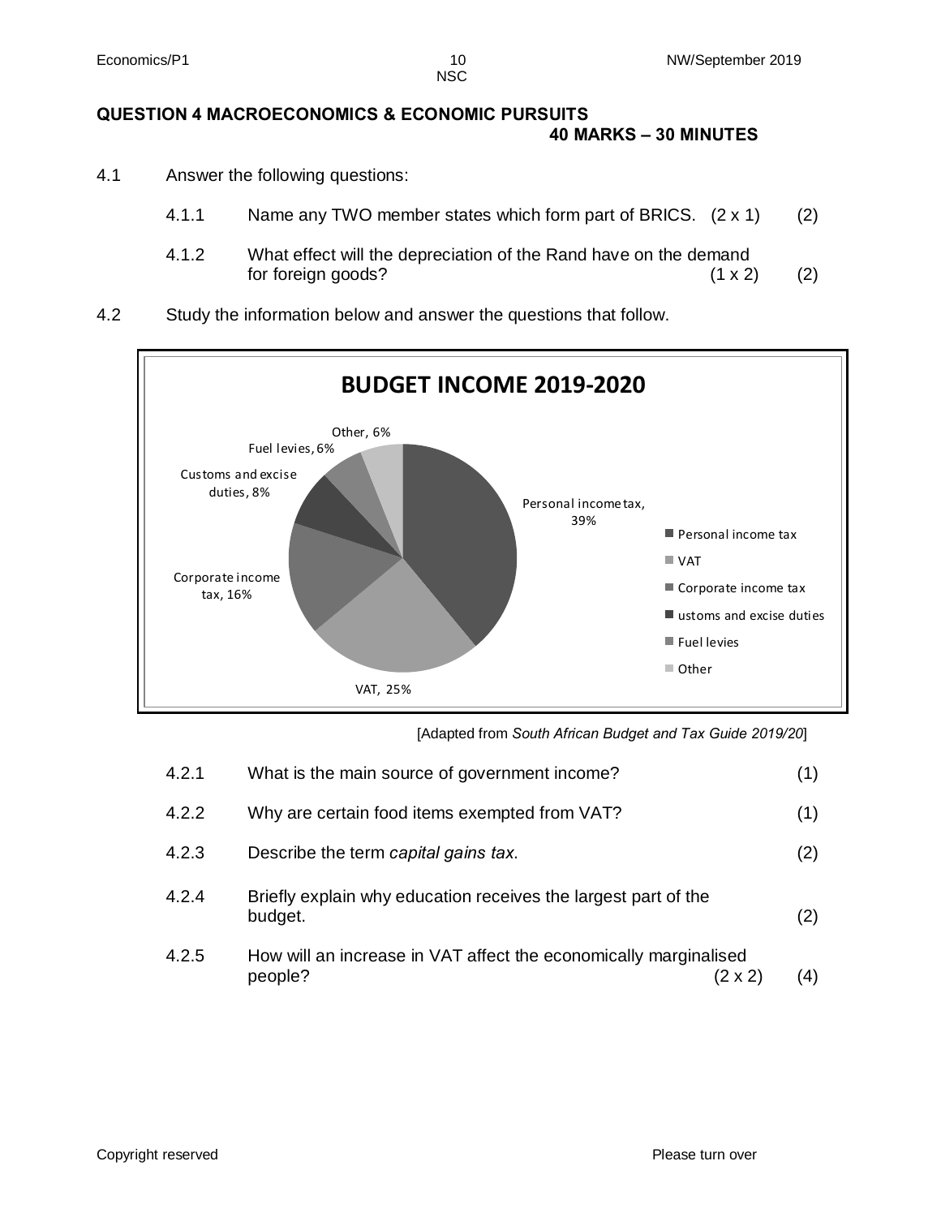**QUESTION 4 MACROECONOMICS & ECONOMIC PURSUITS**
**40 MARKS – 30 MINUTES**

4.1 Answer the following questions:

4.1.1 Name any TWO member states which form part of BRICS. (2 x 1) (2)

4.1.2 What effect will the depreciation of the Rand have on the demand for foreign goods? (1 x 2) (2)

4.2 Study the information below and answer the questions that follow.

**BUDGET INCOME 2019-2020**

| Source | Percentage |
|---|---|
| Personal income tax | 39% |
| VAT | 25% |
| Corporate income tax | 16% |
| Customs and excise duties | 8% |
| Fuel levies | 6% |
| Other | 6% |

[Adapted from *South African Budget and Tax Guide 2019/20*]

4.2.1 What is the main source of government income? (1)

4.2.2 Why are certain food items exempted from VAT? (1)

4.2.3 Describe the term *capital gains tax*. (2)

4.2.4 Briefly explain why education receives the largest part of the budget. (2)

4.2.5 How will an increase in VAT affect the economically marginalised people? (2 x 2) (4)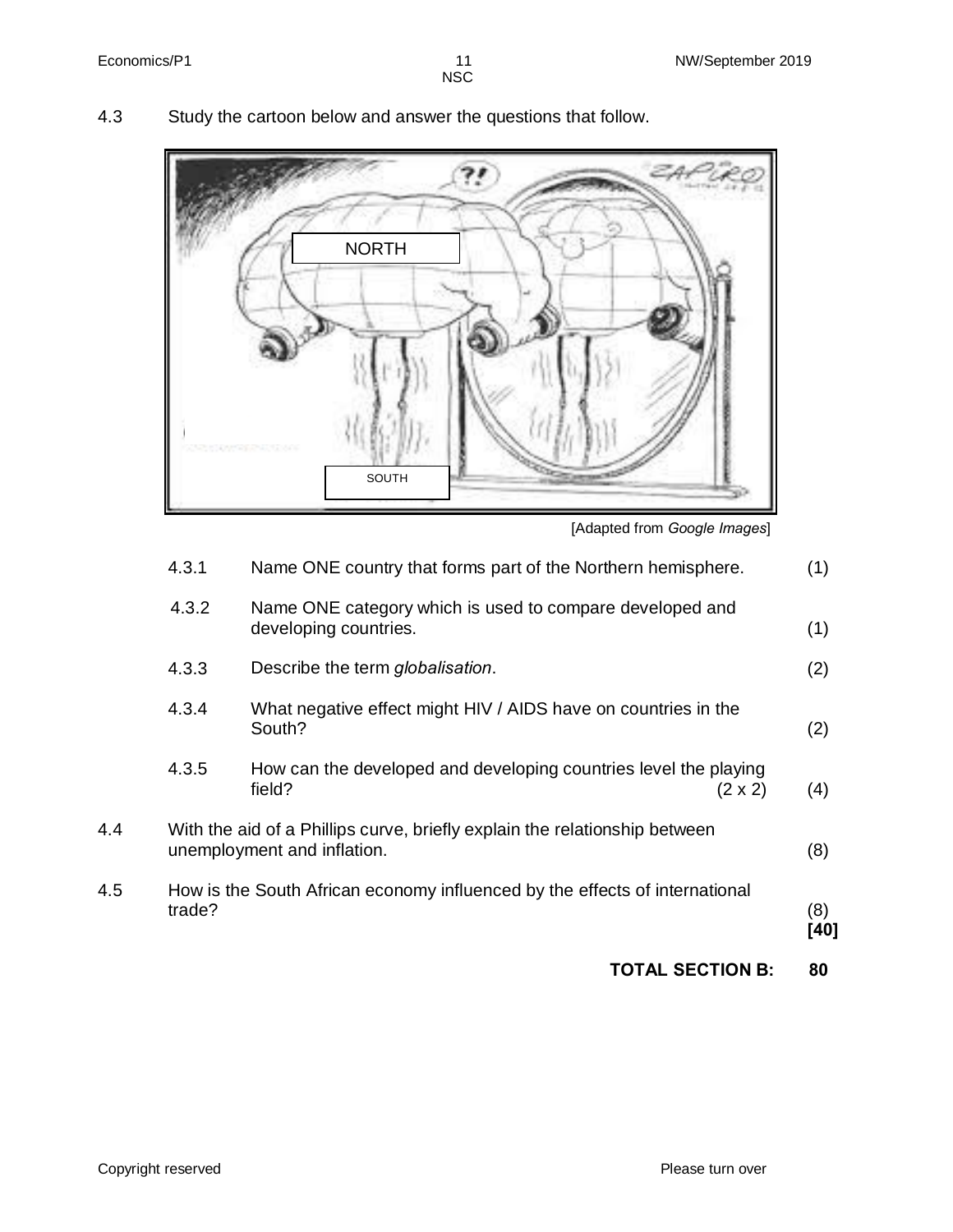4.3 Study the cartoon below and answer the questions that follow.

[Adapted from *Google Images*]

4.3.1 Name ONE country that forms part of the Northern hemisphere. (1)

4.3.2 Name ONE category which is used to compare developed and developing countries. (1)

4.3.3 Describe the term *globalisation*. (2)

4.3.4 What negative effect might HIV / AIDS have on countries in the South? (2)

4.3.5 How can the developed and developing countries level the playing field? (2 x 2) (4)

4.4 With the aid of a Phillips curve, briefly explain the relationship between unemployment and inflation. (8)

4.5 How is the South African economy influenced by the effects of international trade? (8)
**[40]**

**TOTAL SECTION B: 80**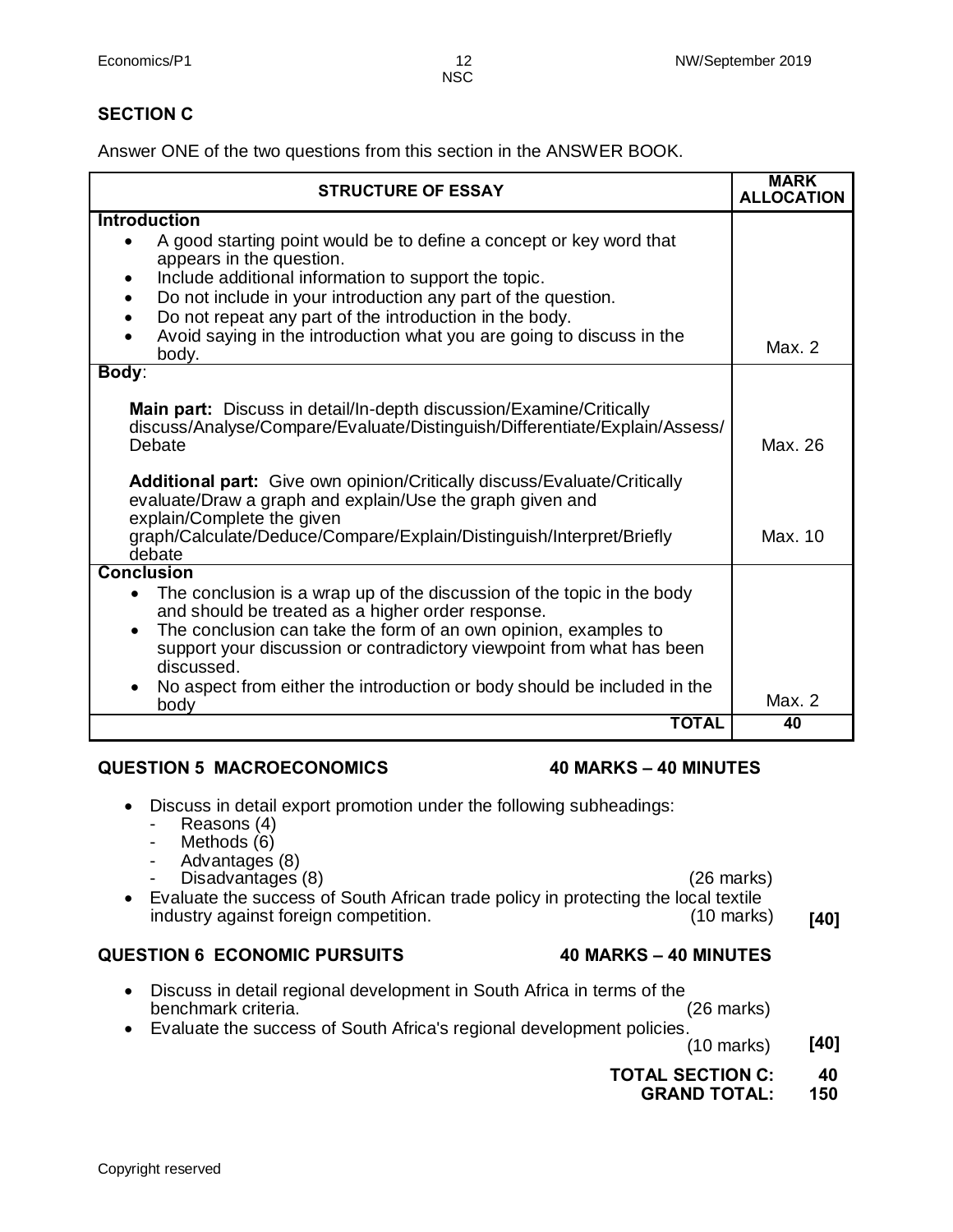## SECTION C

Answer ONE of the two questions from this section in the ANSWER BOOK.

| STRUCTURE OF ESSAY | MARK ALLOCATION |
|---|---|
| **Introduction**<br>• A good starting point would be to define a concept or key word that appears in the question.<br>• Include additional information to support the topic.<br>• Do not include in your introduction any part of the question.<br>• Do not repeat any part of the introduction in the body.<br>• Avoid saying in the introduction what you are going to discuss in the body. | Max. 2 |
| **Body**:<br><br>**Main part:** Discuss in detail/In-depth discussion/Examine/Critically discuss/Analyse/Compare/Evaluate/Distinguish/Differentiate/Explain/Assess/ Debate | Max. 26 |
| **Additional part:** Give own opinion/Critically discuss/Evaluate/Critically evaluate/Draw a graph and explain/Use the graph given and explain/Complete the given graph/Calculate/Deduce/Compare/Explain/Distinguish/Interpret/Briefly debate | Max. 10 |
| **Conclusion**<br>• The conclusion is a wrap up of the discussion of the topic in the body and should be treated as a higher order response.<br>• The conclusion can take the form of an own opinion, examples to support your discussion or contradictory viewpoint from what has been discussed.<br>• No aspect from either the introduction or body should be included in the body | Max. 2 |
| **TOTAL** | **40** |

### QUESTION 5 MACROECONOMICS — 40 MARKS – 40 MINUTES

- Discuss in detail export promotion under the following subheadings:
  - Reasons (4)
  - Methods (6)
  - Advantages (8)
  - Disadvantages (8) (26 marks)
- Evaluate the success of South African trade policy in protecting the local textile industry against foreign competition. (10 marks) **[40]**

### QUESTION 6 ECONOMIC PURSUITS — 40 MARKS – 40 MINUTES

- Discuss in detail regional development in South Africa in terms of the benchmark criteria. (26 marks)
- Evaluate the success of South Africa's regional development policies. (10 marks) **[40]**

**TOTAL SECTION C: 40**
**GRAND TOTAL: 150**